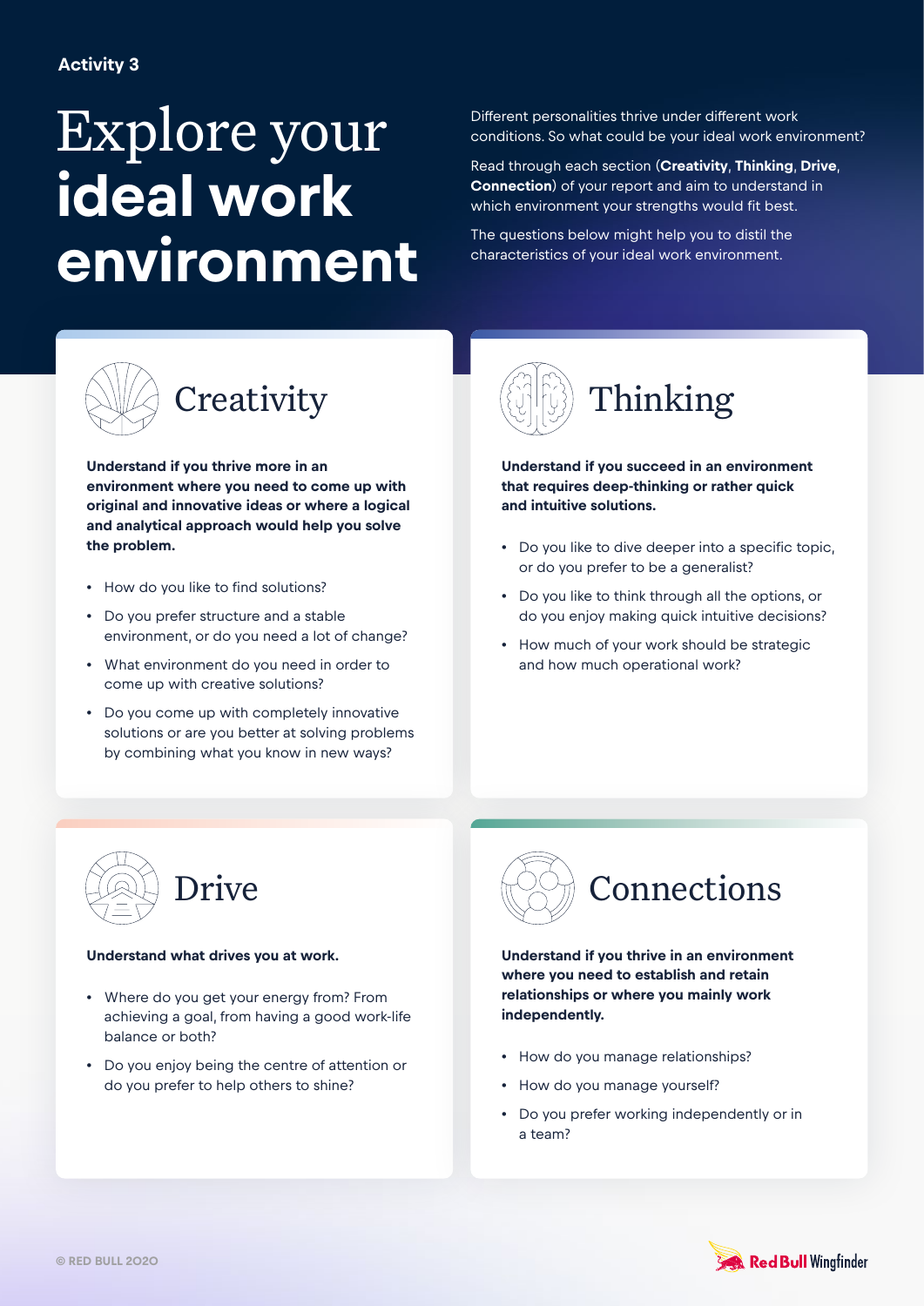Activity 3

# Explore your **ideal work environment**

Different personalities thrive under different work conditions. So what could be your ideal work environment?

Read through each section (**Creativity**, **Thinking**, **Drive**, **Connection**) of your report and aim to understand in which environment your strengths would fit best.

The questions below might help you to distil the characteristics of your ideal work environment.

## Creativity

**Understand if you thrive more in an environment where you need to come up with original and innovative ideas or where a logical and analytical approach would help you solve the problem.**

- How do you like to find solutions?
- Do you prefer structure and a stable environment, or do you need a lot of change?
- What environment do you need in order to come up with creative solutions?
- Do you come up with completely innovative solutions or are you better at solving problems by combining what you know in new ways?

## Thinking

**Understand if you succeed in an environment that requires deep-thinking or rather quick and intuitive solutions.**

- Do you like to dive deeper into a specific topic, or do you prefer to be a generalist?
- Do you like to think through all the options, or do you enjoy making quick intuitive decisions?
- How much of your work should be strategic and how much operational work?

## Drive

**Understand what drives you at work.**

- Where do you get your energy from? From achieving a goal, from having a good work-life balance or both?
- Do you enjoy being the centre of attention or do you prefer to help others to shine?

## Connections

**Understand if you thrive in an environment where you need to establish and retain relationships or where you mainly work independently.**

- How do you manage relationships?
- How do you manage yourself?
- Do you prefer working independently or in a team?

© RED BULL 2020

Red Bull Wingfinder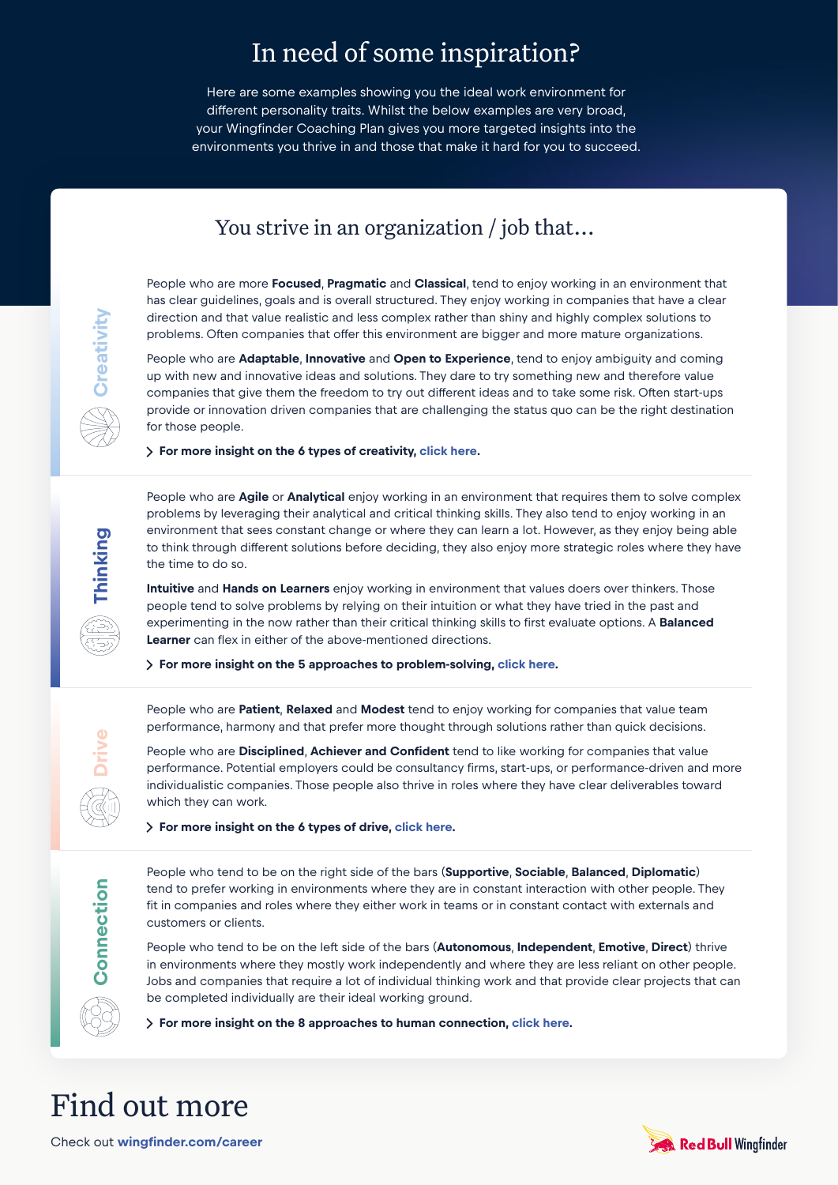# In need of some inspiration?

Here are some examples showing you the ideal work environment for different personality traits. Whilst the below examples are very broad, your Wingfinder Coaching Plan gives you more targeted insights into the environments you thrive in and those that make it hard for you to succeed.

## You strive in an organization / job that…

### Creativity

People who are more **Focused**, **Pragmatic** and **Classical**, tend to enjoy working in an environment that has clear guidelines, goals and is overall structured. They enjoy working in companies that have a clear direction and that value realistic and less complex rather than shiny and highly complex solutions to problems. Often companies that offer this environment are bigger and more mature organizations.

People who are **Adaptable**, **Innovative** and **Open to Experience**, tend to enjoy ambiguity and coming up with new and innovative ideas and solutions. They dare to try something new and therefore value companies that give them the freedom to try out different ideas and to take some risk. Often start-ups provide or innovation driven companies that are challenging the status quo can be the right destination for those people.

> **For more insight on the 6 types of creativity, click here.**

### Thinking

People who are **Agile** or **Analytical** enjoy working in an environment that requires them to solve complex problems by leveraging their analytical and critical thinking skills. They also tend to enjoy working in an environment that sees constant change or where they can learn a lot. However, as they enjoy being able to think through different solutions before deciding, they also enjoy more strategic roles where they have the time to do so.

**Intuitive** and **Hands on Learners** enjoy working in environment that values doers over thinkers. Those people tend to solve problems by relying on their intuition or what they have tried in the past and experimenting in the now rather than their critical thinking skills to first evaluate options. A **Balanced Learner** can flex in either of the above-mentioned directions.

> **For more insight on the 5 approaches to problem-solving, click here.**

### Drive

People who are **Patient**, **Relaxed** and **Modest** tend to enjoy working for companies that value team performance, harmony and that prefer more thought through solutions rather than quick decisions.

People who are **Disciplined**, **Achiever and Confident** tend to like working for companies that value performance. Potential employers could be consultancy firms, start-ups, or performance-driven and more individualistic companies. Those people also thrive in roles where they have clear deliverables toward which they can work.

> **For more insight on the 6 types of drive, click here.**

### Connection

People who tend to be on the right side of the bars (**Supportive**, **Sociable**, **Balanced**, **Diplomatic**) tend to prefer working in environments where they are in constant interaction with other people. They fit in companies and roles where they either work in teams or in constant contact with externals and customers or clients.

People who tend to be on the left side of the bars (**Autonomous**, **Independent**, **Emotive**, **Direct**) thrive in environments where they mostly work independently and where they are less reliant on other people. Jobs and companies that require a lot of individual thinking work and that provide clear projects that can be completed individually are their ideal working ground.

> **For more insight on the 8 approaches to human connection, click here.**

# Find out more

Check out **wingfinder.com/career**

Red Bull Wingfinder